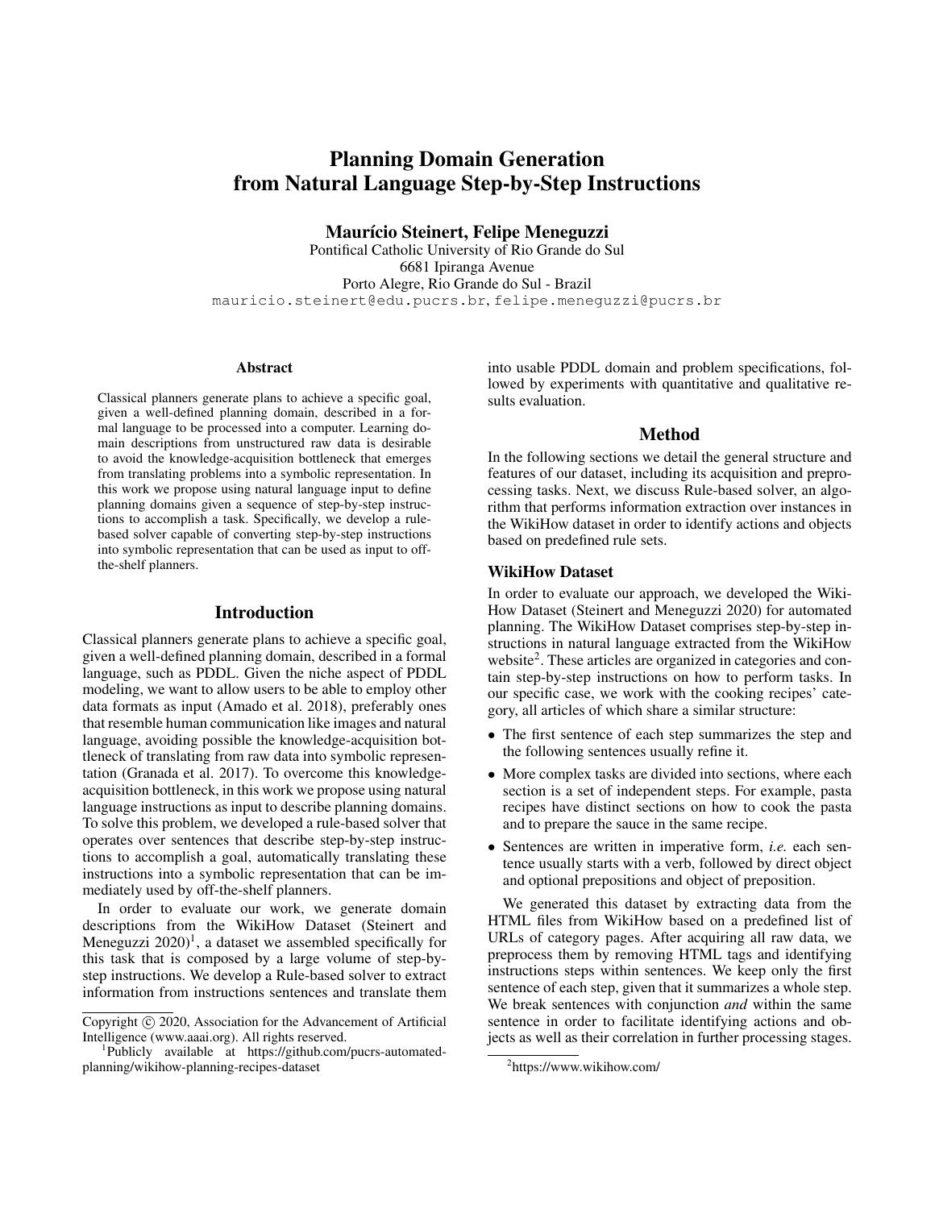# Planning Domain Generation from Natural Language Step-by-Step Instructions

**Maurício Steinert, Felipe Meneguzzi**

Pontifical Catholic University of Rio Grande do Sul
6681 Ipiranga Avenue
Porto Alegre, Rio Grande do Sul - Brazil
mauricio.steinert@edu.pucrs.br, felipe.meneguzzi@pucrs.br

## Abstract

Classical planners generate plans to achieve a specific goal, given a well-defined planning domain, described in a formal language to be processed into a computer. Learning domain descriptions from unstructured raw data is desirable to avoid the knowledge-acquisition bottleneck that emerges from translating problems into a symbolic representation. In this work we propose using natural language input to define planning domains given a sequence of step-by-step instructions to accomplish a task. Specifically, we develop a rule-based solver capable of converting step-by-step instructions into symbolic representation that can be used as input to off-the-shelf planners.

## Introduction

Classical planners generate plans to achieve a specific goal, given a well-defined planning domain, described in a formal language, such as PDDL. Given the niche aspect of PDDL modeling, we want to allow users to be able to employ other data formats as input (Amado et al. 2018), preferably ones that resemble human communication like images and natural language, avoiding possible the knowledge-acquisition bottleneck of translating from raw data into symbolic representation (Granada et al. 2017). To overcome this knowledge-acquisition bottleneck, in this work we propose using natural language instructions as input to describe planning domains. To solve this problem, we developed a rule-based solver that operates over sentences that describe step-by-step instructions to accomplish a goal, automatically translating these instructions into a symbolic representation that can be immediately used by off-the-shelf planners.

In order to evaluate our work, we generate domain descriptions from the WikiHow Dataset (Steinert and Meneguzzi 2020)[1], a dataset we assembled specifically for this task that is composed by a large volume of step-by-step instructions. We develop a Rule-based solver to extract information from instructions sentences and translate them into usable PDDL domain and problem specifications, followed by experiments with quantitative and qualitative results evaluation.

## Method

In the following sections we detail the general structure and features of our dataset, including its acquisition and preprocessing tasks. Next, we discuss Rule-based solver, an algorithm that performs information extraction over instances in the WikiHow dataset in order to identify actions and objects based on predefined rule sets.

### WikiHow Dataset

In order to evaluate our approach, we developed the WikiHow Dataset (Steinert and Meneguzzi 2020) for automated planning. The WikiHow Dataset comprises step-by-step instructions in natural language extracted from the WikiHow website[2]. These articles are organized in categories and contain step-by-step instructions on how to perform tasks. In our specific case, we work with the cooking recipes' category, all articles of which share a similar structure:

- The first sentence of each step summarizes the step and the following sentences usually refine it.
- More complex tasks are divided into sections, where each section is a set of independent steps. For example, pasta recipes have distinct sections on how to cook the pasta and to prepare the sauce in the same recipe.
- Sentences are written in imperative form, *i.e.* each sentence usually starts with a verb, followed by direct object and optional prepositions and object of preposition.

We generated this dataset by extracting data from the HTML files from WikiHow based on a predefined list of URLs of category pages. After acquiring all raw data, we preprocess them by removing HTML tags and identifying instructions steps within sentences. We keep only the first sentence of each step, given that it summarizes a whole step. We break sentences with conjunction *and* within the same sentence in order to facilitate identifying actions and objects as well as their correlation in further processing stages.

Copyright © 2020, Association for the Advancement of Artificial Intelligence (www.aaai.org). All rights reserved.

[1] Publicly available at https://github.com/pucrs-automated-planning/wikihow-planning-recipes-dataset

[2] https://www.wikihow.com/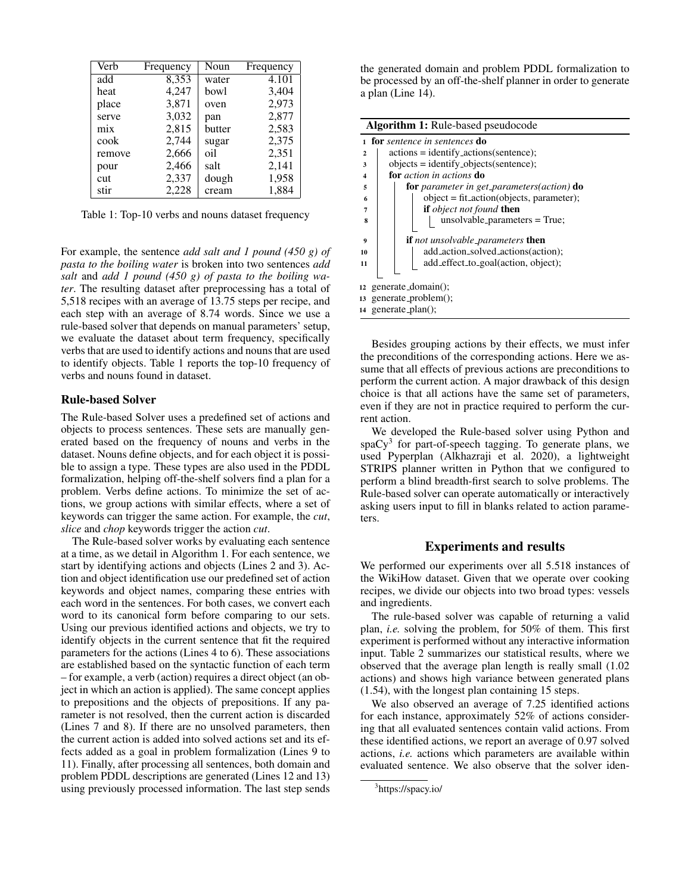| Verb | Frequency | Noun | Frequency |
|---|---|---|---|
| add | 8,353 | water | 4.101 |
| heat | 4,247 | bowl | 3,404 |
| place | 3,871 | oven | 2,973 |
| serve | 3,032 | pan | 2,877 |
| mix | 2,815 | butter | 2,583 |
| cook | 2,744 | sugar | 2,375 |
| remove | 2,666 | oil | 2,351 |
| pour | 2,466 | salt | 2,141 |
| cut | 2,337 | dough | 1,958 |
| stir | 2,228 | cream | 1,884 |

Table 1: Top-10 verbs and nouns dataset frequency

For example, the sentence *add salt and 1 pound (450 g) of pasta to the boiling water* is broken into two sentences *add salt* and *add 1 pound (450 g) of pasta to the boiling water*. The resulting dataset after preprocessing has a total of 5,518 recipes with an average of 13.75 steps per recipe, and each step with an average of 8.74 words. Since we use a rule-based solver that depends on manual parameters' setup, we evaluate the dataset about term frequency, specifically verbs that are used to identify actions and nouns that are used to identify objects. Table 1 reports the top-10 frequency of verbs and nouns found in dataset.

## Rule-based Solver

The Rule-based Solver uses a predefined set of actions and objects to process sentences. These sets are manually generated based on the frequency of nouns and verbs in the dataset. Nouns define objects, and for each object it is possible to assign a type. These types are also used in the PDDL formalization, helping off-the-shelf solvers find a plan for a problem. Verbs define actions. To minimize the set of actions, we group actions with similar effects, where a set of keywords can trigger the same action. For example, the *cut*, *slice* and *chop* keywords trigger the action *cut*.

The Rule-based solver works by evaluating each sentence at a time, as we detail in Algorithm 1. For each sentence, we start by identifying actions and objects (Lines 2 and 3). Action and object identification use our predefined set of action keywords and object names, comparing these entries with each word in the sentences. For both cases, we convert each word to its canonical form before comparing to our sets. Using our previous identified actions and objects, we try to identify objects in the current sentence that fit the required parameters for the actions (Lines 4 to 6). These associations are established based on the syntactic function of each term – for example, a verb (action) requires a direct object (an object in which an action is applied). The same concept applies to prepositions and the objects of prepositions. If any parameter is not resolved, then the current action is discarded (Lines 7 and 8). If there are no unsolved parameters, then the current action is added into solved actions set and its effects added as a goal in problem formalization (Lines 9 to 11). Finally, after processing all sentences, both domain and problem PDDL descriptions are generated (Lines 12 and 13) using previously processed information. The last step sends the generated domain and problem PDDL formalization to be processed by an off-the-shelf planner in order to generate a plan (Line 14).

**Algorithm 1:** Rule-based pseudocode

```
1  for sentence in sentences do
2      actions = identify_actions(sentence);
3      objects = identify_objects(sentence);
4      for action in actions do
5          for parameter in get_parameters(action) do
6              object = fit_action(objects, parameter);
7              if object not found then
8                  unsolvable_parameters = True;
9          if not unsolvable_parameters then
10             add_action_solved_actions(action);
11             add_effect_to_goal(action, object);
12 generate_domain();
13 generate_problem();
14 generate_plan();
```

Besides grouping actions by their effects, we must infer the preconditions of the corresponding actions. Here we assume that all effects of previous actions are preconditions to perform the current action. A major drawback of this design choice is that all actions have the same set of parameters, even if they are not in practice required to perform the current action.

We developed the Rule-based solver using Python and spaCy[3] for part-of-speech tagging. To generate plans, we used Pyperplan (Alkhazraji et al. 2020), a lightweight STRIPS planner written in Python that we configured to perform a blind breadth-first search to solve problems. The Rule-based solver can operate automatically or interactively asking users input to fill in blanks related to action parameters.

## Experiments and results

We performed our experiments over all 5.518 instances of the WikiHow dataset. Given that we operate over cooking recipes, we divide our objects into two broad types: vessels and ingredients.

The rule-based solver was capable of returning a valid plan, *i.e.* solving the problem, for 50% of them. This first experiment is performed without any interactive information input. Table 2 summarizes our statistical results, where we observed that the average plan length is really small (1.02 actions) and shows high variance between generated plans (1.54), with the longest plan containing 15 steps.

We also observed an average of 7.25 identified actions for each instance, approximately 52% of actions considering that all evaluated sentences contain valid actions. From these identified actions, we report an average of 0.97 solved actions, *i.e.* actions which parameters are available within evaluated sentence. We also observe that the solver iden-

[3]https://spacy.io/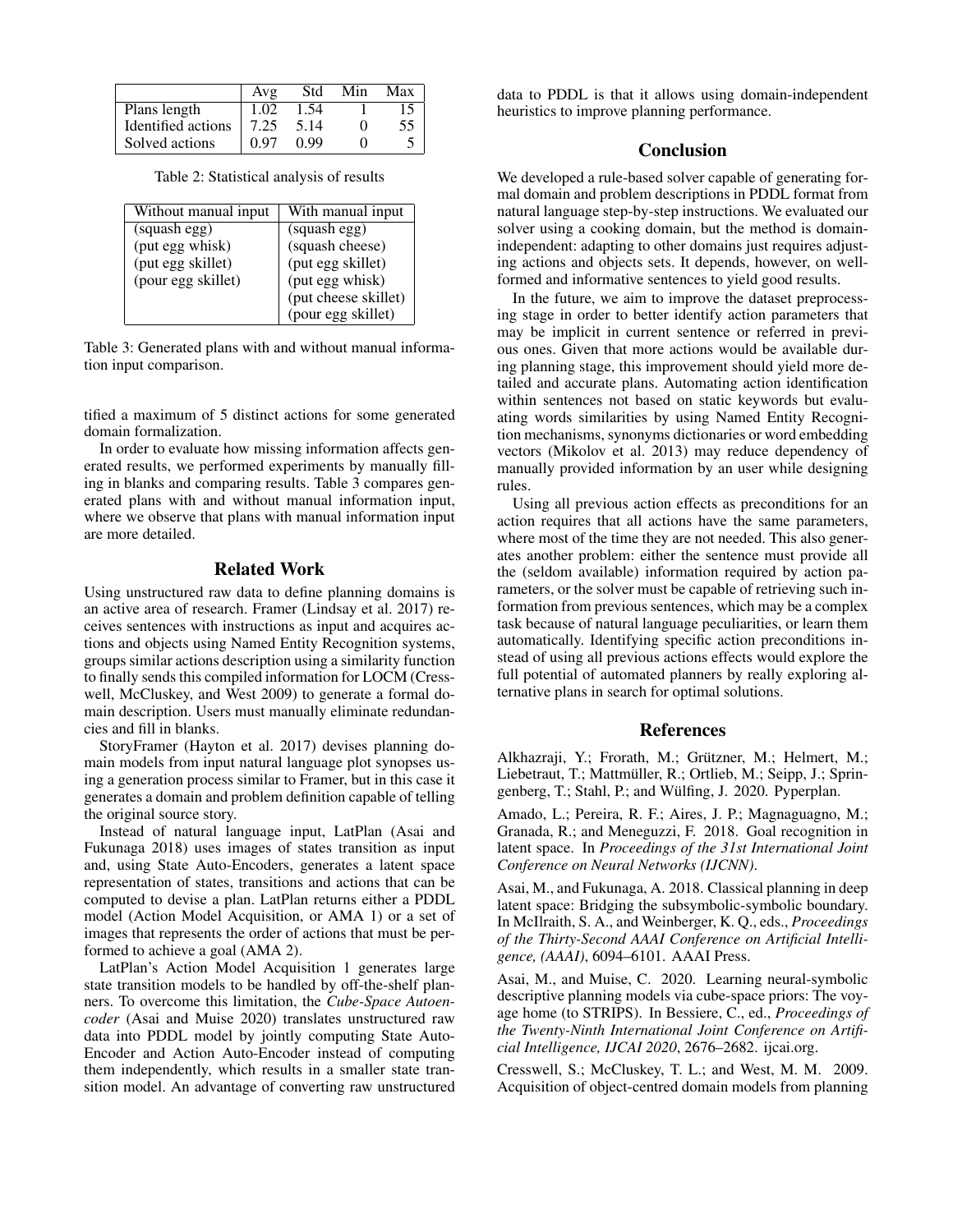| | Avg | Std | Min | Max |
|---|---|---|---|---|
| Plans length | 1.02 | 1.54 | 1 | 15 |
| Identified actions | 7.25 | 5.14 | 0 | 55 |
| Solved actions | 0.97 | 0.99 | 0 | 5 |

Table 2: Statistical analysis of results

| Without manual input | With manual input |
|---|---|
| (squash egg) | (squash egg) |
| (put egg whisk) | (squash cheese) |
| (put egg skillet) | (put egg skillet) |
| (pour egg skillet) | (put egg whisk) |
| | (put cheese skillet) |
| | (pour egg skillet) |

Table 3: Generated plans with and without manual information input comparison.

tified a maximum of 5 distinct actions for some generated domain formalization.

In order to evaluate how missing information affects generated results, we performed experiments by manually filling in blanks and comparing results. Table 3 compares generated plans with and without manual information input, where we observe that plans with manual information input are more detailed.

## Related Work

Using unstructured raw data to define planning domains is an active area of research. Framer (Lindsay et al. 2017) receives sentences with instructions as input and acquires actions and objects using Named Entity Recognition systems, groups similar actions description using a similarity function to finally sends this compiled information for LOCM (Cresswell, McCluskey, and West 2009) to generate a formal domain description. Users must manually eliminate redundancies and fill in blanks.

StoryFramer (Hayton et al. 2017) devises planning domain models from input natural language plot synopses using a generation process similar to Framer, but in this case it generates a domain and problem definition capable of telling the original source story.

Instead of natural language input, LatPlan (Asai and Fukunaga 2018) uses images of states transition as input and, using State Auto-Encoders, generates a latent space representation of states, transitions and actions that can be computed to devise a plan. LatPlan returns either a PDDL model (Action Model Acquisition, or AMA 1) or a set of images that represents the order of actions that must be performed to achieve a goal (AMA 2).

LatPlan's Action Model Acquisition 1 generates large state transition models to be handled by off-the-shelf planners. To overcome this limitation, the *Cube-Space Autoencoder* (Asai and Muise 2020) translates unstructured raw data into PDDL model by jointly computing State Auto-Encoder and Action Auto-Encoder instead of computing them independently, which results in a smaller state transition model. An advantage of converting raw unstructured data to PDDL is that it allows using domain-independent heuristics to improve planning performance.

## Conclusion

We developed a rule-based solver capable of generating formal domain and problem descriptions in PDDL format from natural language step-by-step instructions. We evaluated our solver using a cooking domain, but the method is domain-independent: adapting to other domains just requires adjusting actions and objects sets. It depends, however, on well-formed and informative sentences to yield good results.

In the future, we aim to improve the dataset preprocessing stage in order to better identify action parameters that may be implicit in current sentence or referred in previous ones. Given that more actions would be available during planning stage, this improvement should yield more detailed and accurate plans. Automating action identification within sentences not based on static keywords but evaluating words similarities by using Named Entity Recognition mechanisms, synonyms dictionaries or word embedding vectors (Mikolov et al. 2013) may reduce dependency of manually provided information by an user while designing rules.

Using all previous action effects as preconditions for an action requires that all actions have the same parameters, where most of the time they are not needed. This also generates another problem: either the sentence must provide all the (seldom available) information required by action parameters, or the solver must be capable of retrieving such information from previous sentences, which may be a complex task because of natural language peculiarities, or learn them automatically. Identifying specific action preconditions instead of using all previous actions effects would explore the full potential of automated planners by really exploring alternative plans in search for optimal solutions.

## References

Alkhazraji, Y.; Frorath, M.; Grützner, M.; Helmert, M.; Liebetraut, T.; Mattmüller, R.; Ortlieb, M.; Seipp, J.; Springenberg, T.; Stahl, P.; and Wülfing, J. 2020. Pyperplan.

Amado, L.; Pereira, R. F.; Aires, J. P.; Magnaguagno, M.; Granada, R.; and Meneguzzi, F. 2018. Goal recognition in latent space. In *Proceedings of the 31st International Joint Conference on Neural Networks (IJCNN)*.

Asai, M., and Fukunaga, A. 2018. Classical planning in deep latent space: Bridging the subsymbolic-symbolic boundary. In McIlraith, S. A., and Weinberger, K. Q., eds., *Proceedings of the Thirty-Second AAAI Conference on Artificial Intelligence, (AAAI)*, 6094–6101. AAAI Press.

Asai, M., and Muise, C. 2020. Learning neural-symbolic descriptive planning models via cube-space priors: The voyage home (to STRIPS). In Bessiere, C., ed., *Proceedings of the Twenty-Ninth International Joint Conference on Artificial Intelligence, IJCAI 2020*, 2676–2682. ijcai.org.

Cresswell, S.; McCluskey, T. L.; and West, M. M. 2009. Acquisition of object-centred domain models from planning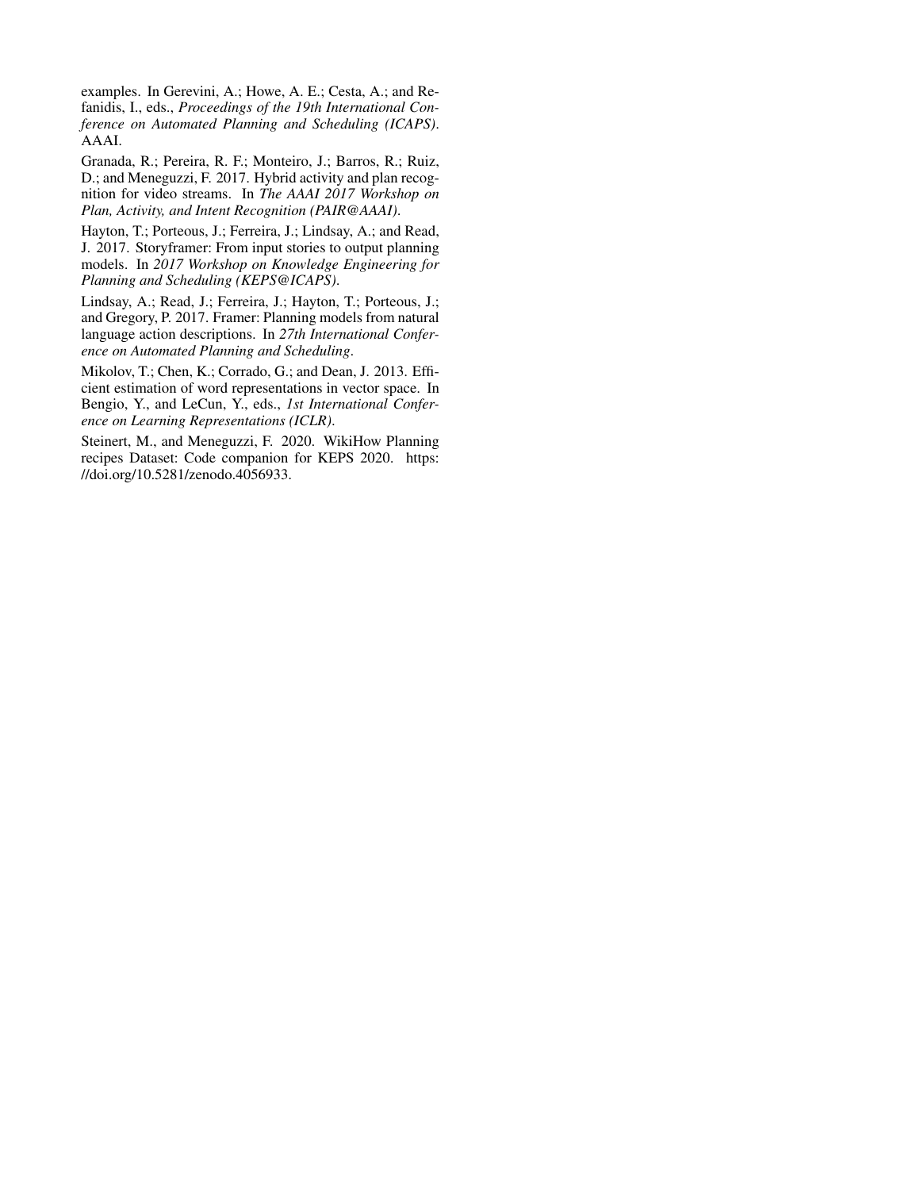examples. In Gerevini, A.; Howe, A. E.; Cesta, A.; and Refanidis, I., eds., *Proceedings of the 19th International Conference on Automated Planning and Scheduling (ICAPS)*. AAAI.

Granada, R.; Pereira, R. F.; Monteiro, J.; Barros, R.; Ruiz, D.; and Meneguzzi, F. 2017. Hybrid activity and plan recognition for video streams. In *The AAAI 2017 Workshop on Plan, Activity, and Intent Recognition (PAIR@AAAI)*.

Hayton, T.; Porteous, J.; Ferreira, J.; Lindsay, A.; and Read, J. 2017. Storyframer: From input stories to output planning models. In *2017 Workshop on Knowledge Engineering for Planning and Scheduling (KEPS@ICAPS)*.

Lindsay, A.; Read, J.; Ferreira, J.; Hayton, T.; Porteous, J.; and Gregory, P. 2017. Framer: Planning models from natural language action descriptions. In *27th International Conference on Automated Planning and Scheduling*.

Mikolov, T.; Chen, K.; Corrado, G.; and Dean, J. 2013. Efficient estimation of word representations in vector space. In Bengio, Y., and LeCun, Y., eds., *1st International Conference on Learning Representations (ICLR)*.

Steinert, M., and Meneguzzi, F. 2020. WikiHow Planning recipes Dataset: Code companion for KEPS 2020. https://doi.org/10.5281/zenodo.4056933.